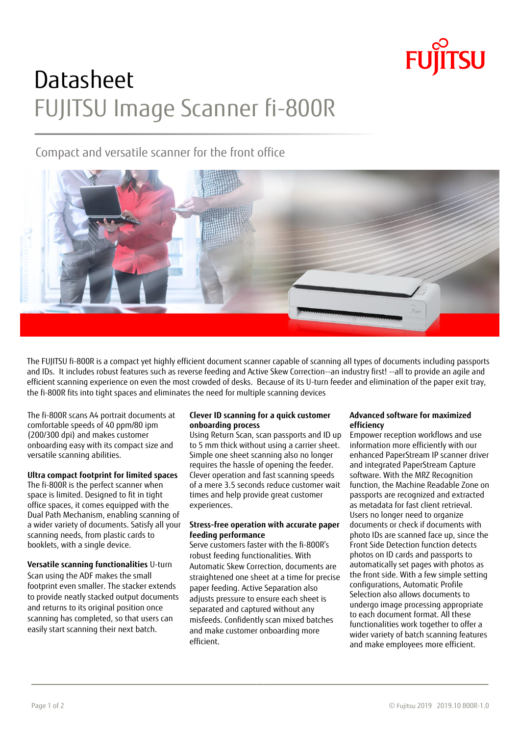# Datasheet
# FUJITSU Image Scanner fi-800R

## Compact and versatile scanner for the front office

The FUJITSU fi-800R is a compact yet highly efficient document scanner capable of scanning all types of documents including passports and IDs. It includes robust features such as reverse feeding and Active Skew Correction--an industry first! --all to provide an agile and efficient scanning experience on even the most crowded of desks. Because of its U-turn feeder and elimination of the paper exit tray, the fi-800R fits into tight spaces and eliminates the need for multiple scanning devices

The fi-800R scans A4 portrait documents at comfortable speeds of 40 ppm/80 ipm (200/300 dpi) and makes customer onboarding easy with its compact size and versatile scanning abilities.

**Ultra compact footprint for limited spaces**
The fi-800R is the perfect scanner when space is limited. Designed to fit in tight office spaces, it comes equipped with the Dual Path Mechanism, enabling scanning of a wider variety of documents. Satisfy all your scanning needs, from plastic cards to booklets, with a single device.

**Versatile scanning functionalities** U-turn Scan using the ADF makes the small footprint even smaller. The stacker extends to provide neatly stacked output documents and returns to its original position once scanning has completed, so that users can easily start scanning their next batch.

**Clever ID scanning for a quick customer onboarding process**
Using Return Scan, scan passports and ID up to 5 mm thick without using a carrier sheet. Simple one sheet scanning also no longer requires the hassle of opening the feeder. Clever operation and fast scanning speeds of a mere 3.5 seconds reduce customer wait times and help provide great customer experiences.

**Stress-free operation with accurate paper feeding performance**
Serve customers faster with the fi-800R's robust feeding functionalities. With Automatic Skew Correction, documents are straightened one sheet at a time for precise paper feeding. Active Separation also adjusts pressure to ensure each sheet is separated and captured without any misfeeds. Confidently scan mixed batches and make customer onboarding more efficient.

**Advanced software for maximized efficiency**
Empower reception workflows and use information more efficiently with our enhanced PaperStream IP scanner driver and integrated PaperStream Capture software. With the MRZ Recognition function, the Machine Readable Zone on passports are recognized and extracted as metadata for fast client retrieval. Users no longer need to organize documents or check if documents with photo IDs are scanned face up, since the Front Side Detection function detects photos on ID cards and passports to automatically set pages with photos as the front side. With a few simple setting configurations, Automatic Profile Selection also allows documents to undergo image processing appropriate to each document format. All these functionalities work together to offer a wider variety of batch scanning features and make employees more efficient.

© Fujitsu 2019 2019.10 800R-1.0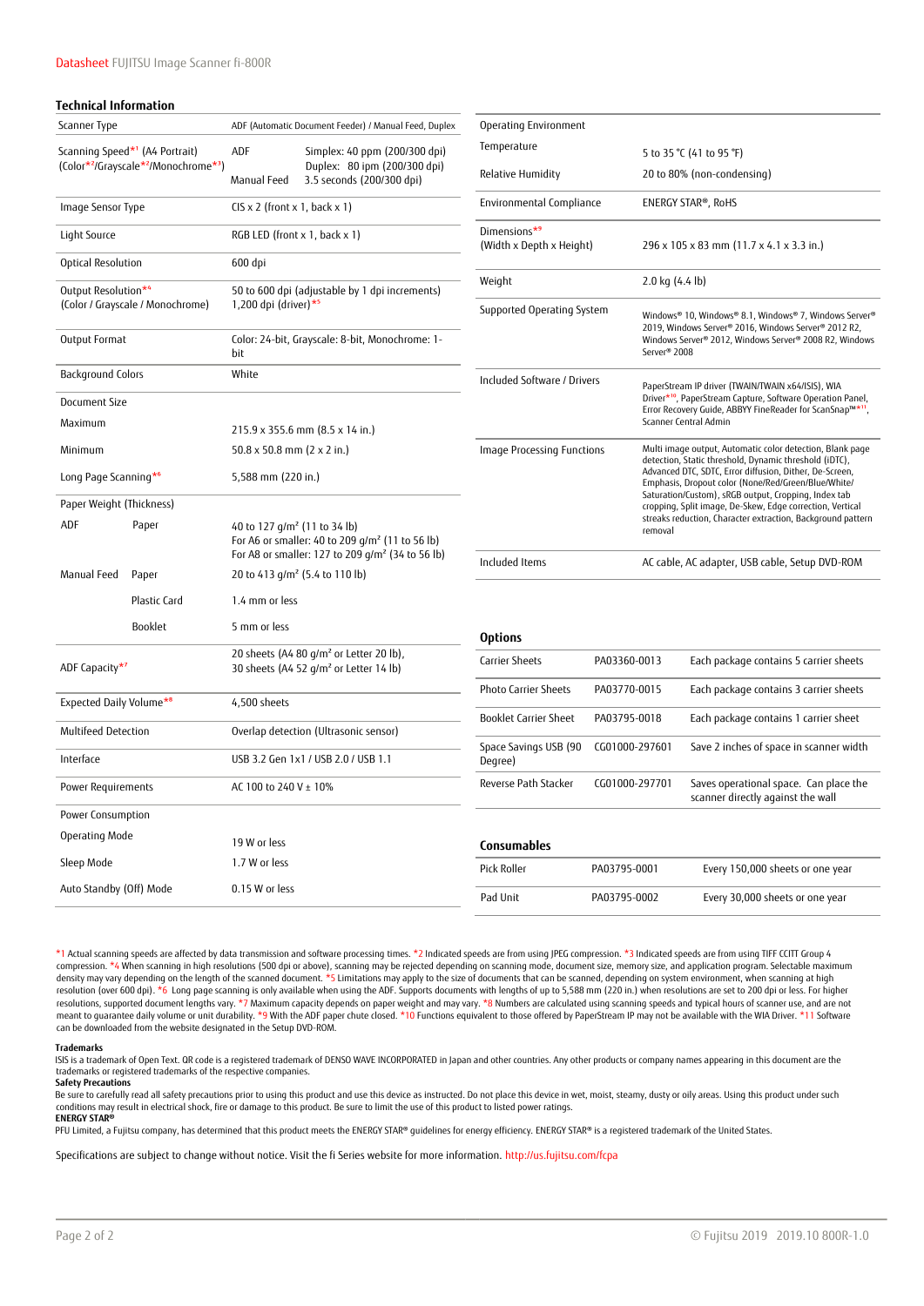## Technical Information

| | | |
|---|---|---|
| Scanner Type | ADF (Automatic Document Feeder) / Manual Feed, Duplex | |
| Scanning Speed*1 (A4 Portrait) (Color*2/Grayscale*2/Monochrome*3) | ADF | Simplex: 40 ppm (200/300 dpi) Duplex: 80 ipm (200/300 dpi) |
| | Manual Feed | 3.5 seconds (200/300 dpi) |
| Image Sensor Type | CIS x 2 (front x 1, back x 1) | |
| Light Source | RGB LED (front x 1, back x 1) | |
| Optical Resolution | 600 dpi | |
| Output Resolution*4 (Color / Grayscale / Monochrome) | 50 to 600 dpi (adjustable by 1 dpi increments) 1,200 dpi (driver)*5 | |
| Output Format | Color: 24-bit, Grayscale: 8-bit, Monochrome: 1-bit | |
| Background Colors | White | |
| Document Size | | |
| Maximum | 215.9 x 355.6 mm (8.5 x 14 in.) | |
| Minimum | 50.8 x 50.8 mm (2 x 2 in.) | |
| Long Page Scanning*6 | 5,588 mm (220 in.) | |
| Paper Weight (Thickness) | | |
| ADF Paper | 40 to 127 g/m² (11 to 34 lb) For A6 or smaller: 40 to 209 g/m² (11 to 56 lb) For A8 or smaller: 127 to 209 g/m² (34 to 56 lb) | |
| Manual Feed Paper | 20 to 413 g/m² (5.4 to 110 lb) | |
| Plastic Card | 1.4 mm or less | |
| Booklet | 5 mm or less | |
| ADF Capacity*7 | 20 sheets (A4 80 g/m² or Letter 20 lb), 30 sheets (A4 52 g/m² or Letter 14 lb) | |
| Expected Daily Volume*8 | 4,500 sheets | |
| Multifeed Detection | Overlap detection (Ultrasonic sensor) | |
| Interface | USB 3.2 Gen 1x1 / USB 2.0 / USB 1.1 | |
| Power Requirements | AC 100 to 240 V ± 10% | |
| Power Consumption | | |
| Operating Mode | 19 W or less | |
| Sleep Mode | 1.7 W or less | |
| Auto Standby (Off) Mode | 0.15 W or less | |

| | |
|---|---|
| Operating Environment | |
| Temperature | 5 to 35 °C (41 to 95 °F) |
| Relative Humidity | 20 to 80% (non-condensing) |
| Environmental Compliance | ENERGY STAR®, RoHS |
| Dimensions*9 (Width x Depth x Height) | 296 x 105 x 83 mm (11.7 x 4.1 x 3.3 in.) |
| Weight | 2.0 kg (4.4 lb) |
| Supported Operating System | Windows® 10, Windows® 8.1, Windows® 7, Windows Server® 2019, Windows Server® 2016, Windows Server® 2012 R2, Windows Server® 2012, Windows Server® 2008 R2, Windows Server® 2008 |
| Included Software / Drivers | PaperStream IP driver (TWAIN/TWAIN x64/ISIS), WIA Driver*10, PaperStream Capture, Software Operation Panel, Error Recovery Guide, ABBYY FineReader for ScanSnap™*11, Scanner Central Admin |
| Image Processing Functions | Multi image output, Automatic color detection, Blank page detection, Static threshold, Dynamic threshold (iDTC), Advanced DTC, SDTC, Error diffusion, Dither, De-Screen, Emphasis, Dropout color (None/Red/Green/Blue/White/Saturation/Custom), sRGB output, Cropping, Index tab cropping, Split image, De-Skew, Edge correction, Vertical streaks reduction, Character extraction, Background pattern removal |
| Included Items | AC cable, AC adapter, USB cable, Setup DVD-ROM |

## Options

| | | |
|---|---|---|
| Carrier Sheets | PA03360-0013 | Each package contains 5 carrier sheets |
| Photo Carrier Sheets | PA03770-0015 | Each package contains 3 carrier sheets |
| Booklet Carrier Sheet | PA03795-0018 | Each package contains 1 carrier sheet |
| Space Savings USB (90 Degree) | CG01000-297601 | Save 2 inches of space in scanner width |
| Reverse Path Stacker | CG01000-297701 | Saves operational space. Can place the scanner directly against the wall |

## Consumables

| | | |
|---|---|---|
| Pick Roller | PA03795-0001 | Every 150,000 sheets or one year |
| Pad Unit | PA03795-0002 | Every 30,000 sheets or one year |

*1 Actual scanning speeds are affected by data transmission and software processing times. *2 Indicated speeds are from using JPEG compression. *3 Indicated speeds are from using TIFF CCITT Group 4 compression. *4 When scanning in high resolutions (500 dpi or above), scanning may be rejected depending on scanning mode, document size, memory size, and application program. Selectable maximum density may vary depending on the length of the scanned document. *5 Limitations may apply to the size of documents that can be scanned, depending on system environment, when scanning at high resolution (over 600 dpi). *6 Long page scanning is only available when using the ADF. Supports documents with lengths of up to 5,588 mm (220 in.) when resolutions are set to 200 dpi or less. For higher resolutions, supported document lengths vary. *7 Maximum capacity depends on paper weight and may vary. *8 Numbers are calculated using scanning speeds and typical hours of scanner use, and are not meant to guarantee daily volume or unit durability. *9 With the ADF paper chute closed. *10 Functions equivalent to those offered by PaperStream IP may not be available with the WIA Driver. *11 Software can be downloaded from the website designated in the Setup DVD-ROM.

**Trademarks**
ISIS is a trademark of Open Text. QR code is a registered trademark of DENSO WAVE INCORPORATED in Japan and other countries. Any other products or company names appearing in this document are the trademarks or registered trademarks of the respective companies.
**Safety Precautions**
Be sure to carefully read all safety precautions prior to using this product and use this device as instructed. Do not place this device in wet, moist, steamy, dusty or oily areas. Using this product under such conditions may result in electrical shock, fire or damage to this product. Be sure to limit the use of this product to listed power ratings.
**ENERGY STAR®**
PFU Limited, a Fujitsu company, has determined that this product meets the ENERGY STAR® guidelines for energy efficiency. ENERGY STAR® is a registered trademark of the United States.

Specifications are subject to change without notice. Visit the fi Series website for more information. http://us.fujitsu.com/fcpa

© Fujitsu 2019 2019.10 800R-1.0